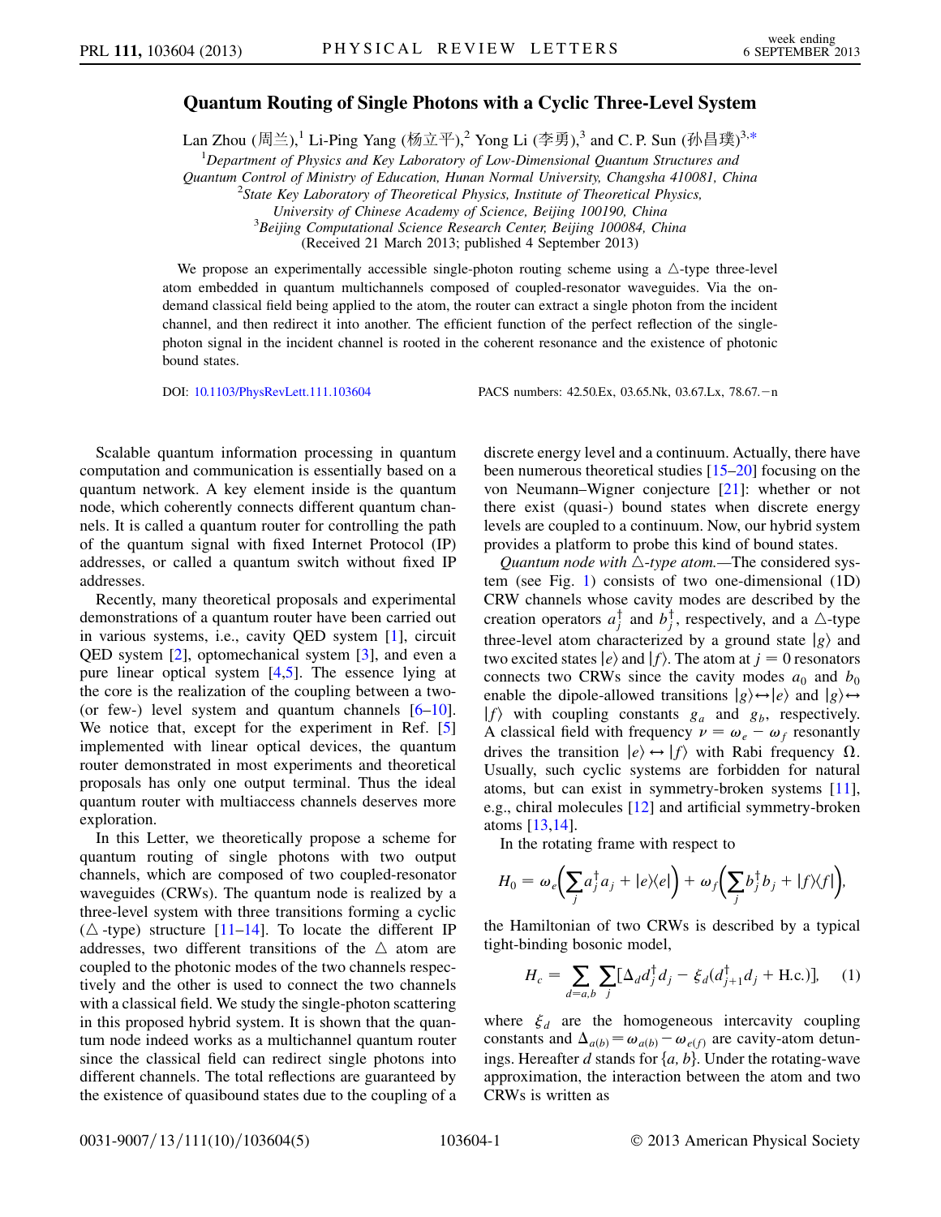# Quantum Routing of Single Photons with a Cyclic Three-Level System

Lan Zhou (周兰),[1] Li-Ping Yang (杨立平),[2] Yong Li (李勇),[3] and C. P. Sun (孙昌璞)[3,*]

[1]Department of Physics and Key Laboratory of Low-Dimensional Quantum Structures and Quantum Control of Ministry of Education, Hunan Normal University, Changsha 410081, China

[2]State Key Laboratory of Theoretical Physics, Institute of Theoretical Physics, University of Chinese Academy of Science, Beijing 100190, China

[3]Beijing Computational Science Research Center, Beijing 100084, China

(Received 21 March 2013; published 4 September 2013)

We propose an experimentally accessible single-photon routing scheme using a △-type three-level atom embedded in quantum multichannels composed of coupled-resonator waveguides. Via the on-demand classical field being applied to the atom, the router can extract a single photon from the incident channel, and then redirect it into another. The efficient function of the perfect reflection of the single-photon signal in the incident channel is rooted in the coherent resonance and the existence of photonic bound states.

DOI: 10.1103/PhysRevLett.111.103604 PACS numbers: 42.50.Ex, 03.65.Nk, 03.67.Lx, 78.67.−n

Scalable quantum information processing in quantum computation and communication is essentially based on a quantum network. A key element inside is the quantum node, which coherently connects different quantum channels. It is called a quantum router for controlling the path of the quantum signal with fixed Internet Protocol (IP) addresses, or called a quantum switch without fixed IP addresses.

Recently, many theoretical proposals and experimental demonstrations of a quantum router have been carried out in various systems, i.e., cavity QED system [1], circuit QED system [2], optomechanical system [3], and even a pure linear optical system [4,5]. The essence lying at the core is the realization of the coupling between a two- (or few-) level system and quantum channels [6–10]. We notice that, except for the experiment in Ref. [5] implemented with linear optical devices, the quantum router demonstrated in most experiments and theoretical proposals has only one output terminal. Thus the ideal quantum router with multiaccess channels deserves more exploration.

In this Letter, we theoretically propose a scheme for quantum routing of single photons with two output channels, which are composed of two coupled-resonator waveguides (CRWs). The quantum node is realized by a three-level system with three transitions forming a cyclic (△-type) structure [11–14]. To locate the different IP addresses, two different transitions of the △ atom are coupled to the photonic modes of the two channels respectively and the other is used to connect the two channels with a classical field. We study the single-photon scattering in this proposed hybrid system. It is shown that the quantum node indeed works as a multichannel quantum router since the classical field can redirect single photons into different channels. The total reflections are guaranteed by the existence of quasibound states due to the coupling of a discrete energy level and a continuum. Actually, there have been numerous theoretical studies [15–20] focusing on the von Neumann–Wigner conjecture [21]: whether or not there exist (quasi-) bound states when discrete energy levels are coupled to a continuum. Now, our hybrid system provides a platform to probe this kind of bound states.

*Quantum node with △-type atom.*—The considered system (see Fig. 1) consists of two one-dimensional (1D) CRW channels whose cavity modes are described by the creation operators $a_j^\dagger$ and $b_j^\dagger$, respectively, and a △-type three-level atom characterized by a ground state $|g\rangle$ and two excited states $|e\rangle$ and $|f\rangle$. The atom at $j=0$ resonators connects two CRWs since the cavity modes $a_0$ and $b_0$ enable the dipole-allowed transitions $|g\rangle \leftrightarrow |e\rangle$ and $|g\rangle \leftrightarrow |f\rangle$ with coupling constants $g_a$ and $g_b$, respectively. A classical field with frequency $\nu = \omega_e - \omega_f$ resonantly drives the transition $|e\rangle \leftrightarrow |f\rangle$ with Rabi frequency $\Omega$. Usually, such cyclic systems are forbidden for natural atoms, but can exist in symmetry-broken systems [11], e.g., chiral molecules [12] and artificial symmetry-broken atoms [13,14].

In the rotating frame with respect to

$$H_0 = \omega_e\left(\sum_j a_j^\dagger a_j + |e\rangle\langle e|\right) + \omega_f\left(\sum_j b_j^\dagger b_j + |f\rangle\langle f|\right),$$

the Hamiltonian of two CRWs is described by a typical tight-binding bosonic model,

$$H_c = \sum_{d=a,b}\sum_j [\Delta_d d_j^\dagger d_j - \xi_d(d_{j+1}^\dagger d_j + \text{H.c.})], \tag{1}$$

where $\xi_d$ are the homogeneous intercavity coupling constants and $\Delta_{a(b)} = \omega_{a(b)} - \omega_{e(f)}$ are cavity-atom detunings. Hereafter $d$ stands for $\{a, b\}$. Under the rotating-wave approximation, the interaction between the atom and two CRWs is written as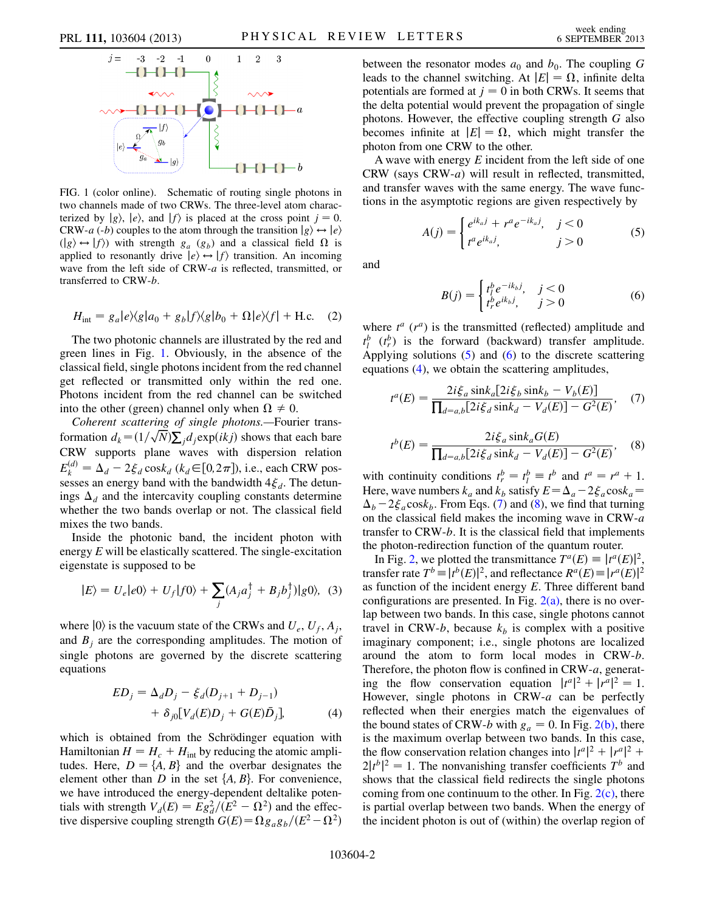FIG. 1 (color online). Schematic of routing single photons in two channels made of two CRWs. The three-level atom characterized by $|g\rangle$, $|e\rangle$, and $|f\rangle$ is placed at the cross point $j = 0$. CRW-$a$ (-$b$) couples to the atom through the transition $|g\rangle \leftrightarrow |e\rangle$ ($|g\rangle \leftrightarrow |f\rangle$) with strength $g_a$ ($g_b$) and a classical field $\Omega$ is applied to resonantly drive $|e\rangle \leftrightarrow |f\rangle$ transition. An incoming wave from the left side of CRW-$a$ is reflected, transmitted, or transferred to CRW-$b$.

$$H_{\rm int} = g_a|e\rangle\langle g|a_0 + g_b|f\rangle\langle g|b_0 + \Omega|e\rangle\langle f| + \text{H.c.} \quad (2)$$

The two photonic channels are illustrated by the red and green lines in Fig. 1. Obviously, in the absence of the classical field, single photons incident from the red channel get reflected or transmitted only within the red one. Photons incident from the red channel can be switched into the other (green) channel only when $\Omega \neq 0$.

*Coherent scattering of single photons.*—Fourier transformation $d_k = (1/\sqrt{N})\sum_j d_j \exp(ikj)$ shows that each bare CRW supports plane waves with dispersion relation $E_k^{(d)} = \Delta_d - 2\xi_d \cos k_d$ ($k_d \in [0, 2\pi]$), i.e., each CRW possesses an energy band with the bandwidth $4\xi_d$. The detunings $\Delta_d$ and the intercavity coupling constants determine whether the two bands overlap or not. The classical field mixes the two bands.

Inside the photonic band, the incident photon with energy $E$ will be elastically scattered. The single-excitation eigenstate is supposed to be

$$|E\rangle = U_e|e0\rangle + U_f|f0\rangle + \sum_j (A_j a_j^\dagger + B_j b_j^\dagger)|g0\rangle, \quad (3)$$

where $|0\rangle$ is the vacuum state of the CRWs and $U_e$, $U_f$, $A_j$, and $B_j$ are the corresponding amplitudes. The motion of single photons are governed by the discrete scattering equations

$$\begin{aligned} ED_j = {} & \Delta_d D_j - \xi_d(D_{j+1} + D_{j-1}) \\ & + \delta_{j0}[V_d(E)D_j + G(E)\bar{D}_j], \end{aligned} \quad (4)$$

which is obtained from the Schrödinger equation with Hamiltonian $H = H_c + H_{\rm int}$ by reducing the atomic amplitudes. Here, $D = \{A, B\}$ and the overbar designates the element other than $D$ in the set $\{A, B\}$. For convenience, we have introduced the energy-dependent deltalike potentials with strength $V_d(E) = Eg_d^2/(E^2 - \Omega^2)$ and the effective dispersive coupling strength $G(E) = \Omega g_a g_b/(E^2 - \Omega^2)$ between the resonator modes $a_0$ and $b_0$. The coupling $G$ leads to the channel switching. At $|E| = \Omega$, infinite delta potentials are formed at $j = 0$ in both CRWs. It seems that the delta potential would prevent the propagation of single photons. However, the effective coupling strength $G$ also becomes infinite at $|E| = \Omega$, which might transfer the photon from one CRW to the other.

A wave with energy $E$ incident from the left side of one CRW (says CRW-$a$) will result in reflected, transmitted, and transfer waves with the same energy. The wave functions in the asymptotic regions are given respectively by

$$A(j) = \begin{cases} e^{ik_a j} + r^a e^{-ik_a j}, & j < 0 \\ t^a e^{ik_a j}, & j > 0 \end{cases} \quad (5)$$

and

$$B(j) = \begin{cases} t_l^b e^{-ik_b j}, & j < 0 \\ t_r^b e^{ik_b j}, & j > 0 \end{cases} \quad (6)$$

where $t^a$ ($r^a$) is the transmitted (reflected) amplitude and $t_l^b$ ($t_r^b$) is the forward (backward) transfer amplitude. Applying solutions (5) and (6) to the discrete scattering equations (4), we obtain the scattering amplitudes,

$$t^a(E) = \frac{2i\xi_a \sin k_a[2i\xi_b \sin k_b - V_b(E)]}{\prod_{d=a,b}[2i\xi_d \sin k_d - V_d(E)] - G^2(E)}, \quad (7)$$

$$t^b(E) = \frac{2i\xi_a \sin k_a G(E)}{\prod_{d=a,b}[2i\xi_d \sin k_d - V_d(E)] - G^2(E)}, \quad (8)$$

with continuity conditions $t_r^b = t_l^b \equiv t^b$ and $t^a = r^a + 1$. Here, wave numbers $k_a$ and $k_b$ satisfy $E = \Delta_a - 2\xi_a \cos k_a = \Delta_b - 2\xi_b \cos k_b$. From Eqs. (7) and (8), we find that turning on the classical field makes the incoming wave in CRW-$a$ transfer to CRW-$b$. It is the classical field that implements the photon-redirection function of the quantum router.

In Fig. 2, we plotted the transmittance $T^a(E) \equiv |t^a(E)|^2$, transfer rate $T^b \equiv |t^b(E)|^2$, and reflectance $R^a(E) \equiv |r^a(E)|^2$ as function of the incident energy $E$. Three different band configurations are presented. In Fig. 2(a), there is no overlap between two bands. In this case, single photons cannot travel in CRW-$b$, because $k_b$ is complex with a positive imaginary component; i.e., single photons are localized around the atom to form local modes in CRW-$b$. Therefore, the photon flow is confined in CRW-$a$, generating the flow conservation equation $|t^a|^2 + |r^a|^2 = 1$. However, single photons in CRW-$a$ can be perfectly reflected when their energies match the eigenvalues of the bound states of CRW-$b$ with $g_a = 0$. In Fig. 2(b), there is the maximum overlap between two bands. In this case, the flow conservation relation changes into $|t^a|^2 + |r^a|^2 + 2|t^b|^2 = 1$. The nonvanishing transfer coefficients $T^b$ and shows that the classical field redirects the single photons coming from one continuum to the other. In Fig. 2(c), there is partial overlap between two bands. When the energy of the incident photon is out of (within) the overlap region of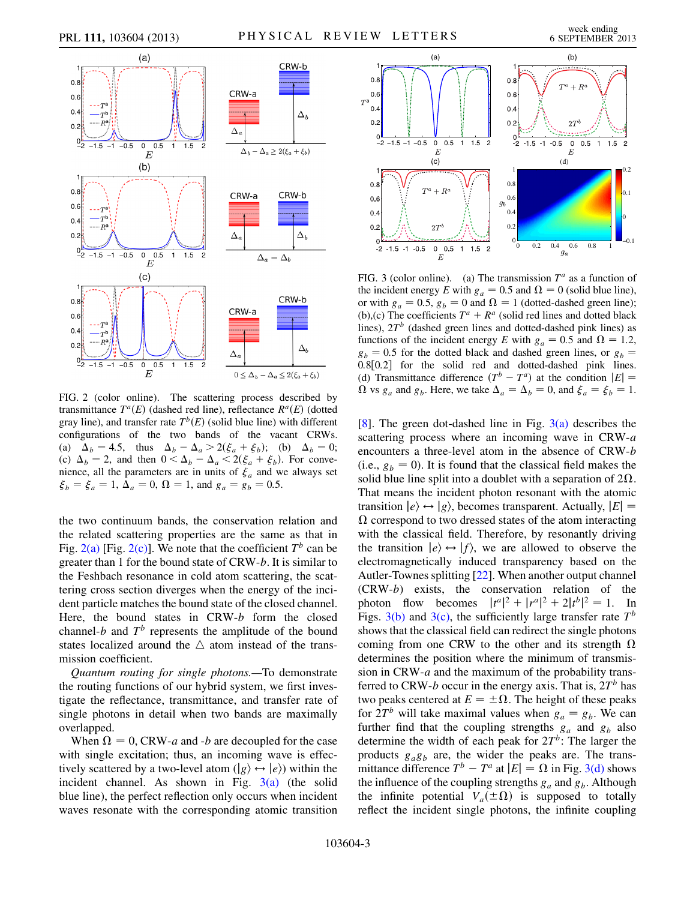FIG. 2 (color online). The scattering process described by transmittance $T^a(E)$ (dashed red line), reflectance $R^a(E)$ (dotted gray line), and transfer rate $T^b(E)$ (solid blue line) with different configurations of the two bands of the vacant CRWs. (a) $\Delta_b = 4.5$, thus $\Delta_b - \Delta_a > 2(\xi_a + \xi_b)$; (b) $\Delta_b = 0$; (c) $\Delta_b = 2$, and then $0 < \Delta_b - \Delta_a < 2(\xi_a + \xi_b)$. For convenience, all the parameters are in units of $\xi_a$ and we always set $\xi_b = \xi_a = 1$, $\Delta_a = 0$, $\Omega = 1$, and $g_a = g_b = 0.5$.

the two continuum bands, the conservation relation and the related scattering properties are the same as that in Fig. 2(a) [Fig. 2(c)]. We note that the coefficient $T^b$ can be greater than 1 for the bound state of CRW-$b$. It is similar to the Feshbach resonance in cold atom scattering, the scattering cross section diverges when the energy of the incident particle matches the bound state of the closed channel. Here, the bound states in CRW-$b$ form the closed channel-$b$ and $T^b$ represents the amplitude of the bound states localized around the $\triangle$ atom instead of the transmission coefficient.

*Quantum routing for single photons.*—To demonstrate the routing functions of our hybrid system, we first investigate the reflectance, transmittance, and transfer rate of single photons in detail when two bands are maximally overlapped.

When $\Omega = 0$, CRW-$a$ and -$b$ are decoupled for the case with single excitation; thus, an incoming wave is effectively scattered by a two-level atom ($|g\rangle \leftrightarrow |e\rangle$) within the incident channel. As shown in Fig. 3(a) (the solid blue line), the perfect reflection only occurs when incident waves resonate with the corresponding atomic transition [8]. The green dot-dashed line in Fig. 3(a) describes the scattering process where an incoming wave in CRW-$a$ encounters a three-level atom in the absence of CRW-$b$ (i.e., $g_b = 0$). It is found that the classical field makes the solid blue line split into a doublet with a separation of $2\Omega$. That means the incident photon resonant with the atomic transition $|e\rangle \leftrightarrow |g\rangle$, becomes transparent. Actually, $|E| = \Omega$ correspond to two dressed states of the atom interacting with the classical field. Therefore, by resonantly driving the transition $|e\rangle \leftrightarrow |f\rangle$, we are allowed to observe the electromagnetically induced transparency based on the Autler-Townes splitting [22]. When another output channel (CRW-$b$) exists, the conservation relation of the photon flow becomes $|t^a|^2 + |r^a|^2 + 2|t^b|^2 = 1$. In Figs. 3(b) and 3(c), the sufficiently large transfer rate $T^b$ shows that the classical field can redirect the single photons coming from one CRW to the other and its strength $\Omega$ determines the position where the minimum of transmission in CRW-$a$ and the maximum of the probability transferred to CRW-$b$ occur in the energy axis. That is, $2T^b$ has two peaks centered at $E = \pm\Omega$. The height of these peaks for $2T^b$ will take maximal values when $g_a = g_b$. We can further find that the coupling strengths $g_a$ and $g_b$ also determine the width of each peak for $2T^b$: The larger the products $g_a g_b$ are, the wider the peaks are. The transmittance difference $T^b - T^a$ at $|E| = \Omega$ in Fig. 3(d) shows the influence of the coupling strengths $g_a$ and $g_b$. Although the infinite potential $V_a(\pm\Omega)$ is supposed to totally reflect the incident single photons, the infinite coupling

FIG. 3 (color online). (a) The transmission $T^a$ as a function of the incident energy $E$ with $g_a = 0.5$ and $\Omega = 0$ (solid blue line), or with $g_a = 0.5$, $g_b = 0$ and $\Omega = 1$ (dotted-dashed green line); (b),(c) The coefficients $T^a + R^a$ (solid red lines and dotted black lines), $2T^b$ (dashed green lines and dotted-dashed pink lines) as functions of the incident energy $E$ with $g_a = 0.5$ and $\Omega = 1.2$, $g_b = 0.5$ for the dotted black and dashed green lines, or $g_b = 0.8[0.2]$ for the solid red and dotted-dashed pink lines. (d) Transmittance difference $(T^b - T^a)$ at the condition $|E| = \Omega$ vs $g_a$ and $g_b$. Here, we take $\Delta_a = \Delta_b = 0$, and $\xi_a = \xi_b = 1$.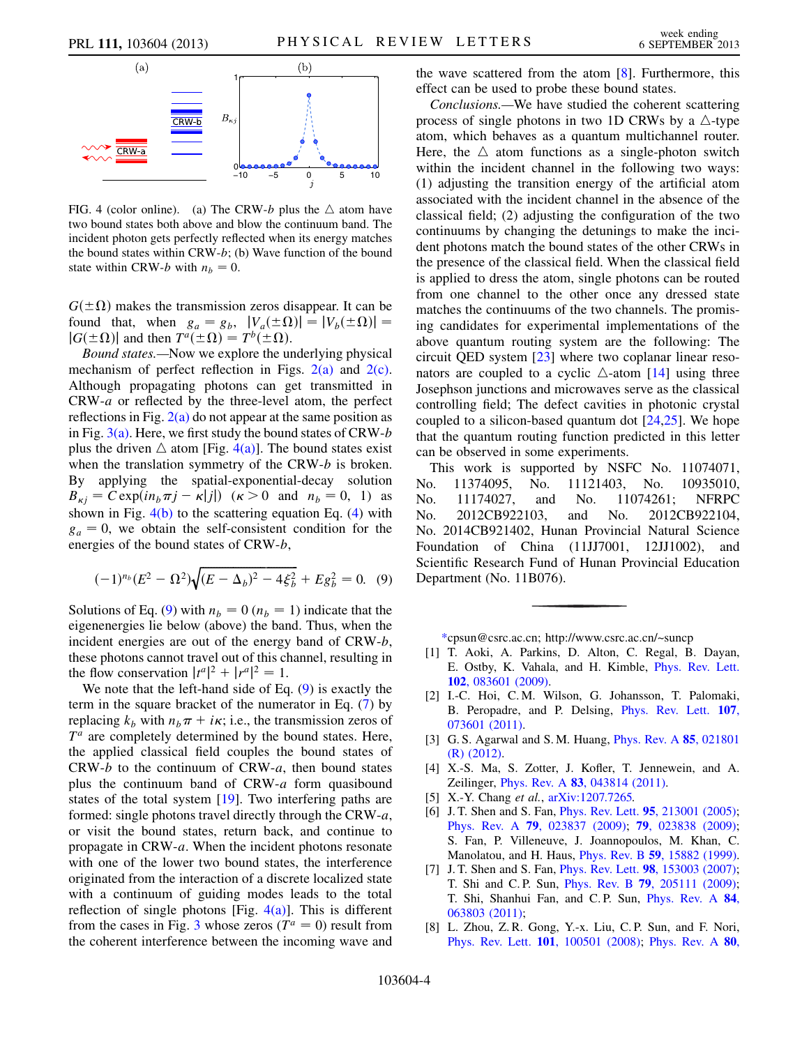FIG. 4 (color online). (a) The CRW-$b$ plus the $\triangle$ atom have two bound states both above and blow the continuum band. The incident photon gets perfectly reflected when its energy matches the bound states within CRW-$b$; (b) Wave function of the bound state within CRW-$b$ with $n_b = 0$.

$G(\pm\Omega)$ makes the transmission zeros disappear. It can be found that, when $g_a = g_b$, $|V_a(\pm\Omega)| = |V_b(\pm\Omega)| = |G(\pm\Omega)|$ and then $T^a(\pm\Omega) = T^b(\pm\Omega)$.

*Bound states.*—Now we explore the underlying physical mechanism of perfect reflection in Figs. 2(a) and 2(c). Although propagating photons can get transmitted in CRW-$a$ or reflected by the three-level atom, the perfect reflections in Fig. 2(a) do not appear at the same position as in Fig. 3(a). Here, we first study the bound states of CRW-$b$ plus the driven $\triangle$ atom [Fig. 4(a)]. The bound states exist when the translation symmetry of the CRW-$b$ is broken. By applying the spatial-exponential-decay solution $B_{\kappa j} = C\exp(in_b\pi j - \kappa|j|)$ ($\kappa > 0$ and $n_b = 0, 1$) as shown in Fig. 4(b) to the scattering equation Eq. (4) with $g_a = 0$, we obtain the self-consistent condition for the energies of the bound states of CRW-$b$,

$$(-1)^{n_b}(E^2 - \Omega^2)\sqrt{(E - \Delta_b)^2 - 4\xi_b^2} + Eg_b^2 = 0. \quad (9)$$

Solutions of Eq. (9) with $n_b = 0$ ($n_b = 1$) indicate that the eigenenergies lie below (above) the band. Thus, when the incident energies are out of the energy band of CRW-$b$, these photons cannot travel out of this channel, resulting in the flow conservation $|t^a|^2 + |r^a|^2 = 1$.

We note that the left-hand side of Eq. (9) is exactly the term in the square bracket of the numerator in Eq. (7) by replacing $k_b$ with $n_b\pi + i\kappa$; i.e., the transmission zeros of $T^a$ are completely determined by the bound states. Here, the applied classical field couples the bound states of CRW-$b$ to the continuum of CRW-$a$, then bound states plus the continuum band of CRW-$a$ form quasibound states of the total system [19]. Two interfering paths are formed: single photons travel directly through the CRW-$a$, or visit the bound states, return back, and continue to propagate in CRW-$a$. When the incident photons resonate with one of the lower two bound states, the interference originated from the interaction of a discrete localized state with a continuum of guiding modes leads to the total reflection of single photons [Fig. 4(a)]. This is different from the cases in Fig. 3 whose zeros ($T^a = 0$) result from the coherent interference between the incoming wave and the wave scattered from the atom [8]. Furthermore, this effect can be used to probe these bound states.

*Conclusions.*—We have studied the coherent scattering process of single photons in two 1D CRWs by a $\triangle$-type atom, which behaves as a quantum multichannel router. Here, the $\triangle$ atom functions as a single-photon switch within the incident channel in the following two ways: (1) adjusting the transition energy of the artificial atom associated with the incident channel in the absence of the classical field; (2) adjusting the configuration of the two continuums by changing the detunings to make the incident photons match the bound states of the other CRWs in the presence of the classical field. When the classical field is applied to dress the atom, single photons can be routed from one channel to the other once any dressed state matches the continuums of the two channels. The promising candidates for experimental implementations of the above quantum routing system are the following: The circuit QED system [23] where two coplanar linear resonators are coupled to a cyclic $\triangle$-atom [14] using three Josephson junctions and microwaves serve as the classical controlling field; The defect cavities in photonic crystal coupled to a silicon-based quantum dot [24,25]. We hope that the quantum routing function predicted in this letter can be observed in some experiments.

This work is supported by NSFC No. 11074071, No. 11374095, No. 11121403, No. 10935010, No. 11174027, and No. 11074261; NFRPC No. 2012CB922103, and No. 2012CB922104, No. 2014CB921402, Hunan Provincial Natural Science Foundation of China (11JJ7001, 12JJ1002), and Scientific Research Fund of Hunan Provincial Education Department (No. 11B076).

*cpsun@csrc.ac.cn; http://www.csrc.ac.cn/~suncp

[1] T. Aoki, A. Parkins, D. Alton, C. Regal, B. Dayan, E. Ostby, K. Vahala, and H. Kimble, Phys. Rev. Lett. **102**, 083601 (2009).

[2] I.-C. Hoi, C. M. Wilson, G. Johansson, T. Palomaki, B. Peropadre, and P. Delsing, Phys. Rev. Lett. **107**, 073601 (2011).

[3] G. S. Agarwal and S. M. Huang, Phys. Rev. A **85**, 021801 (R) (2012).

[4] X.-S. Ma, S. Zotter, J. Kofler, T. Jennewein, and A. Zeilinger, Phys. Rev. A **83**, 043814 (2011).

[5] X.-Y. Chang *et al.*, arXiv:1207.7265.

[6] J. T. Shen and S. Fan, Phys. Rev. Lett. **95**, 213001 (2005); Phys. Rev. A **79**, 023837 (2009); **79**, 023838 (2009); S. Fan, P. Villeneuve, J. Joannopoulos, M. Khan, C. Manolatou, and H. Haus, Phys. Rev. B **59**, 15882 (1999).

[7] J. T. Shen and S. Fan, Phys. Rev. Lett. **98**, 153003 (2007); T. Shi and C. P. Sun, Phys. Rev. B **79**, 205111 (2009); T. Shi, Shanhui Fan, and C. P. Sun, Phys. Rev. A **84**, 063803 (2011);

[8] L. Zhou, Z. R. Gong, Y.-x. Liu, C. P. Sun, and F. Nori, Phys. Rev. Lett. **101**, 100501 (2008); Phys. Rev. A **80**,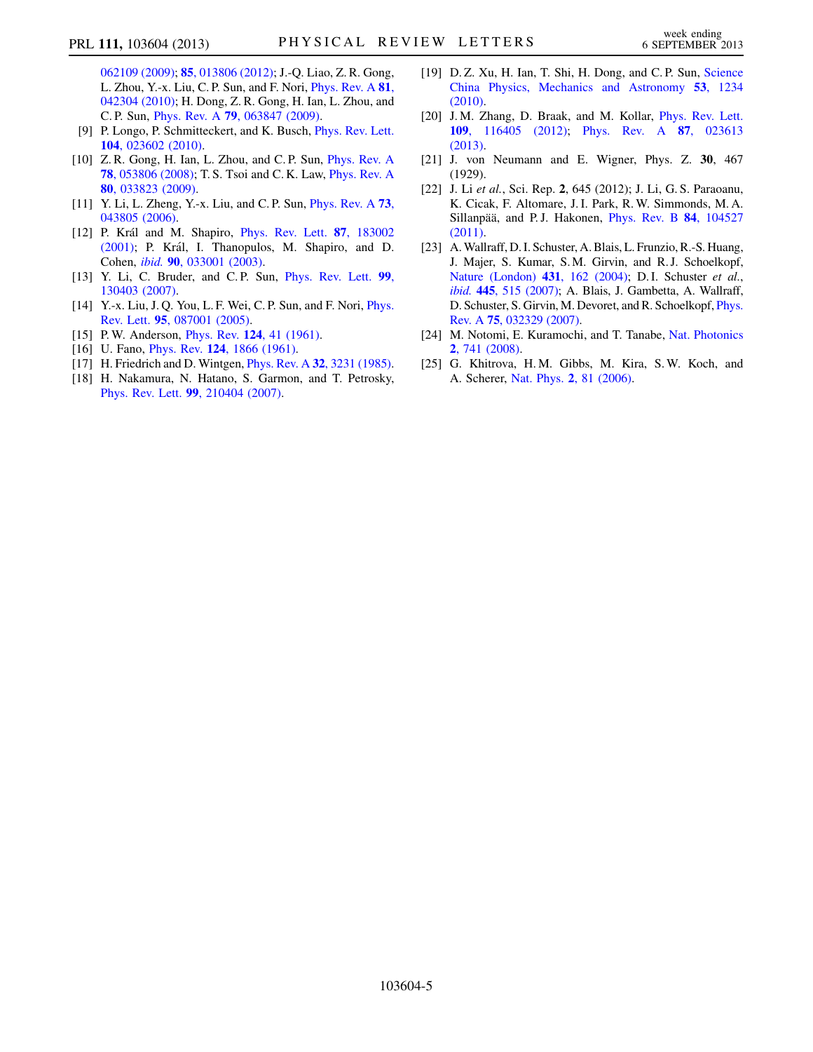062109 (2009); **85**, 013806 (2012); J.-Q. Liao, Z. R. Gong, L. Zhou, Y.-x. Liu, C. P. Sun, and F. Nori, Phys. Rev. A **81**, 042304 (2010); H. Dong, Z. R. Gong, H. Ian, L. Zhou, and C. P. Sun, Phys. Rev. A **79**, 063847 (2009).

[9] P. Longo, P. Schmitteckert, and K. Busch, Phys. Rev. Lett. **104**, 023602 (2010).

[10] Z. R. Gong, H. Ian, L. Zhou, and C. P. Sun, Phys. Rev. A **78**, 053806 (2008); T. S. Tsoi and C. K. Law, Phys. Rev. A **80**, 033823 (2009).

[11] Y. Li, L. Zheng, Y.-x. Liu, and C. P. Sun, Phys. Rev. A **73**, 043805 (2006).

[12] P. Král and M. Shapiro, Phys. Rev. Lett. **87**, 183002 (2001); P. Král, I. Thanopulos, M. Shapiro, and D. Cohen, *ibid.* **90**, 033001 (2003).

[13] Y. Li, C. Bruder, and C. P. Sun, Phys. Rev. Lett. **99**, 130403 (2007).

[14] Y.-x. Liu, J. Q. You, L. F. Wei, C. P. Sun, and F. Nori, Phys. Rev. Lett. **95**, 087001 (2005).

[15] P. W. Anderson, Phys. Rev. **124**, 41 (1961).

[16] U. Fano, Phys. Rev. **124**, 1866 (1961).

[17] H. Friedrich and D. Wintgen, Phys. Rev. A **32**, 3231 (1985).

[18] H. Nakamura, N. Hatano, S. Garmon, and T. Petrosky, Phys. Rev. Lett. **99**, 210404 (2007).

[19] D. Z. Xu, H. Ian, T. Shi, H. Dong, and C. P. Sun, Science China Physics, Mechanics and Astronomy **53**, 1234 (2010).

[20] J. M. Zhang, D. Braak, and M. Kollar, Phys. Rev. Lett. **109**, 116405 (2012); Phys. Rev. A **87**, 023613 (2013).

[21] J. von Neumann and E. Wigner, Phys. Z. **30**, 467 (1929).

[22] J. Li *et al.*, Sci. Rep. **2**, 645 (2012); J. Li, G. S. Paraoanu, K. Cicak, F. Altomare, J. I. Park, R. W. Simmonds, M. A. Sillanpää, and P. J. Hakonen, Phys. Rev. B **84**, 104527 (2011).

[23] A. Wallraff, D. I. Schuster, A. Blais, L. Frunzio, R.-S. Huang, J. Majer, S. Kumar, S. M. Girvin, and R. J. Schoelkopf, Nature (London) **431**, 162 (2004); D. I. Schuster *et al.*, *ibid.* **445**, 515 (2007); A. Blais, J. Gambetta, A. Wallraff, D. Schuster, S. Girvin, M. Devoret, and R. Schoelkopf, Phys. Rev. A **75**, 032329 (2007).

[24] M. Notomi, E. Kuramochi, and T. Tanabe, Nat. Photonics **2**, 741 (2008).

[25] G. Khitrova, H. M. Gibbs, M. Kira, S. W. Koch, and A. Scherer, Nat. Phys. **2**, 81 (2006).